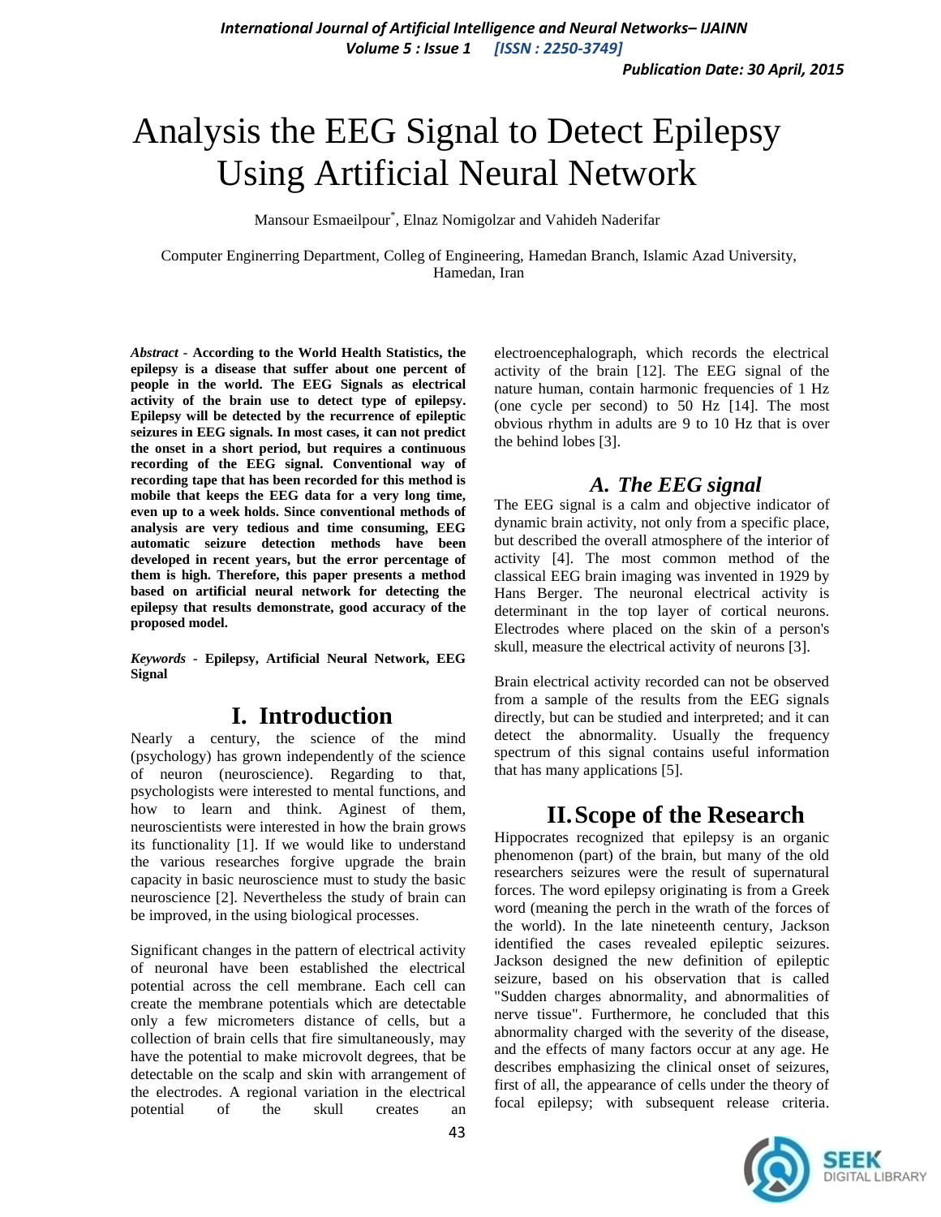# Analysis the EEG Signal to Detect Epilepsy Using Artificial Neural Network

Mansour Esmaeilpour*, Elnaz Nomigolzar and Vahideh Naderifar

Computer Enginerring Department, Colleg of Engineering, Hamedan Branch, Islamic Azad University, Hamedan, Iran

***Abstract* - According to the World Health Statistics, the epilepsy is a disease that suffer about one percent of people in the world. The EEG Signals as electrical activity of the brain use to detect type of epilepsy. Epilepsy will be detected by the recurrence of epileptic seizures in EEG signals. In most cases, it can not predict the onset in a short period, but requires a continuous recording of the EEG signal. Conventional way of recording tape that has been recorded for this method is mobile that keeps the EEG data for a very long time, even up to a week holds. Since conventional methods of analysis are very tedious and time consuming, EEG automatic seizure detection methods have been developed in recent years, but the error percentage of them is high. Therefore, this paper presents a method based on artificial neural network for detecting the epilepsy that results demonstrate, good accuracy of the proposed model.**

***Keywords* - Epilepsy, Artificial Neural Network, EEG Signal**

## I. Introduction

Nearly a century, the science of the mind (psychology) has grown independently of the science of neuron (neuroscience). Regarding to that, psychologists were interested to mental functions, and how to learn and think. Aginest of them, neuroscientists were interested in how the brain grows its functionality [1]. If we would like to understand the various researches forgive upgrade the brain capacity in basic neuroscience must to study the basic neuroscience [2]. Nevertheless the study of brain can be improved, in the using biological processes.

Significant changes in the pattern of electrical activity of neuronal have been established the electrical potential across the cell membrane. Each cell can create the membrane potentials which are detectable only a few micrometers distance of cells, but a collection of brain cells that fire simultaneously, may have the potential to make microvolt degrees, that be detectable on the scalp and skin with arrangement of the electrodes. A regional variation in the electrical potential of the skull creates an electroencephalograph, which records the electrical activity of the brain [12]. The EEG signal of the nature human, contain harmonic frequencies of 1 Hz (one cycle per second) to 50 Hz [14]. The most obvious rhythm in adults are 9 to 10 Hz that is over the behind lobes [3].

### *A. The EEG signal*

The EEG signal is a calm and objective indicator of dynamic brain activity, not only from a specific place, but described the overall atmosphere of the interior of activity [4]. The most common method of the classical EEG brain imaging was invented in 1929 by Hans Berger. The neuronal electrical activity is determinant in the top layer of cortical neurons. Electrodes where placed on the skin of a person's skull, measure the electrical activity of neurons [3].

Brain electrical activity recorded can not be observed from a sample of the results from the EEG signals directly, but can be studied and interpreted; and it can detect the abnormality. Usually the frequency spectrum of this signal contains useful information that has many applications [5].

## II. Scope of the Research

Hippocrates recognized that epilepsy is an organic phenomenon (part) of the brain, but many of the old researchers seizures were the result of supernatural forces. The word epilepsy originating is from a Greek word (meaning the perch in the wrath of the forces of the world). In the late nineteenth century, Jackson identified the cases revealed epileptic seizures. Jackson designed the new definition of epileptic seizure, based on his observation that is called "Sudden charges abnormality, and abnormalities of nerve tissue". Furthermore, he concluded that this abnormality charged with the severity of the disease, and the effects of many factors occur at any age. He describes emphasizing the clinical onset of seizures, first of all, the appearance of cells under the theory of focal epilepsy; with subsequent release criteria.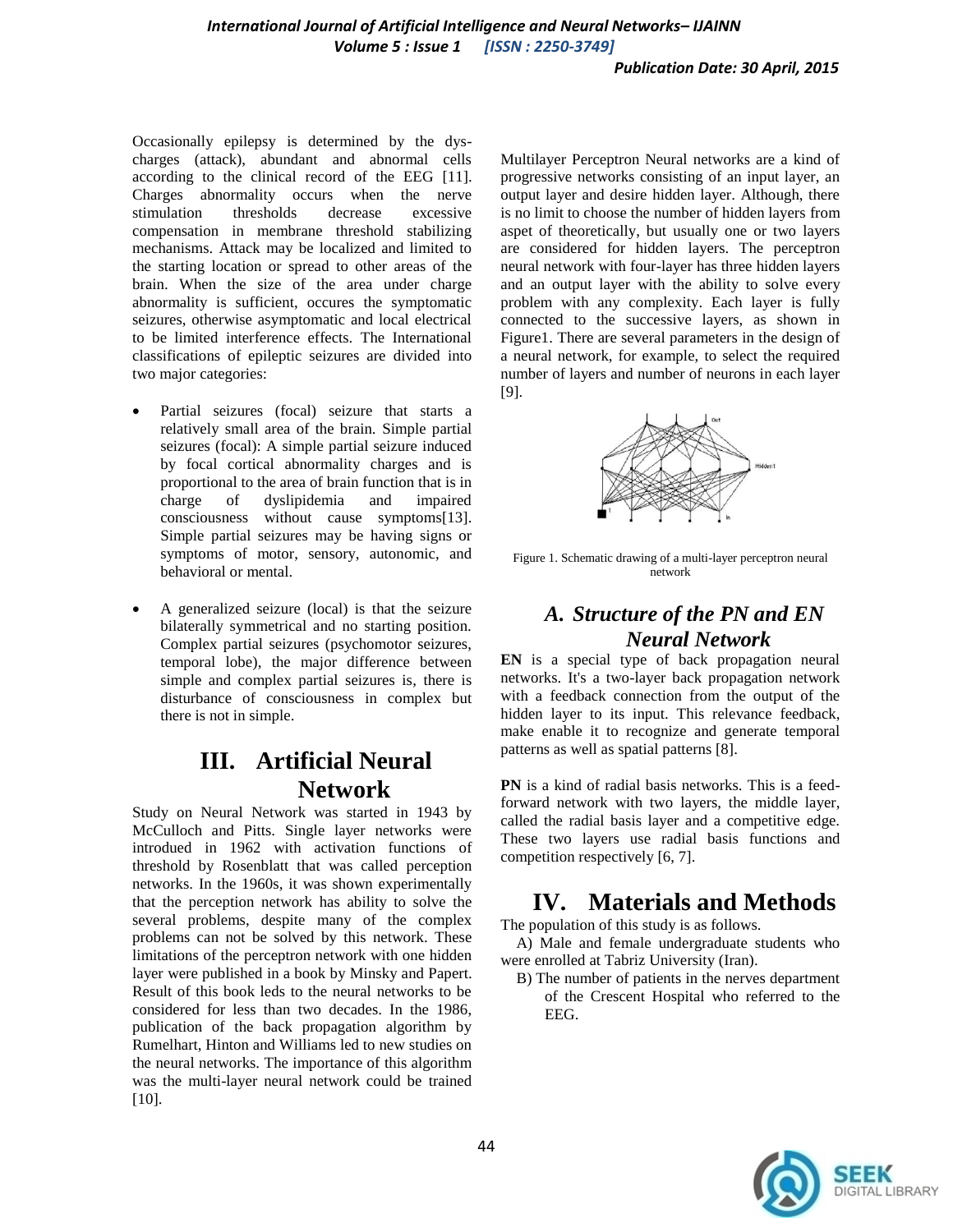Occasionally epilepsy is determined by the dys-charges (attack), abundant and abnormal cells according to the clinical record of the EEG [11]. Charges abnormality occurs when the nerve stimulation thresholds decrease excessive compensation in membrane threshold stabilizing mechanisms. Attack may be localized and limited to the starting location or spread to other areas of the brain. When the size of the area under charge abnormality is sufficient, occures the symptomatic seizures, otherwise asymptomatic and local electrical to be limited interference effects. The International classifications of epileptic seizures are divided into two major categories:

- Partial seizures (focal) seizure that starts a relatively small area of the brain. Simple partial seizures (focal): A simple partial seizure induced by focal cortical abnormality charges and is proportional to the area of brain function that is in charge of dyslipidemia and impaired consciousness without cause symptoms[13]. Simple partial seizures may be having signs or symptoms of motor, sensory, autonomic, and behavioral or mental.

- A generalized seizure (local) is that the seizure bilaterally symmetrical and no starting position. Complex partial seizures (psychomotor seizures, temporal lobe), the major difference between simple and complex partial seizures is, there is disturbance of consciousness in complex but there is not in simple.

# III. Artificial Neural Network

Study on Neural Network was started in 1943 by McCulloch and Pitts. Single layer networks were introdued in 1962 with activation functions of threshold by Rosenblatt that was called perception networks. In the 1960s, it was shown experimentally that the perception network has ability to solve the several problems, despite many of the complex problems can not be solved by this network. These limitations of the perceptron network with one hidden layer were published in a book by Minsky and Papert. Result of this book leds to the neural networks to be considered for less than two decades. In the 1986, publication of the back propagation algorithm by Rumelhart, Hinton and Williams led to new studies on the neural networks. The importance of this algorithm was the multi-layer neural network could be trained [10].

Multilayer Perceptron Neural networks are a kind of progressive networks consisting of an input layer, an output layer and desire hidden layer. Although, there is no limit to choose the number of hidden layers from aspet of theoretically, but usually one or two layers are considered for hidden layers. The perceptron neural network with four-layer has three hidden layers and an output layer with the ability to solve every problem with any complexity. Each layer is fully connected to the successive layers, as shown in Figure1. There are several parameters in the design of a neural network, for example, to select the required number of layers and number of neurons in each layer [9].

Figure 1. Schematic drawing of a multi-layer perceptron neural network

## A. Structure of the PN and EN Neural Network

**EN** is a special type of back propagation neural networks. It's a two-layer back propagation network with a feedback connection from the output of the hidden layer to its input. This relevance feedback, make enable it to recognize and generate temporal patterns as well as spatial patterns [8].

**PN** is a kind of radial basis networks. This is a feed-forward network with two layers, the middle layer, called the radial basis layer and a competitive edge. These two layers use radial basis functions and competition respectively [6, 7].

# IV. Materials and Methods

The population of this study is as follows.

A) Male and female undergraduate students who were enrolled at Tabriz University (Iran).

B) The number of patients in the nerves department of the Crescent Hospital who referred to the EEG.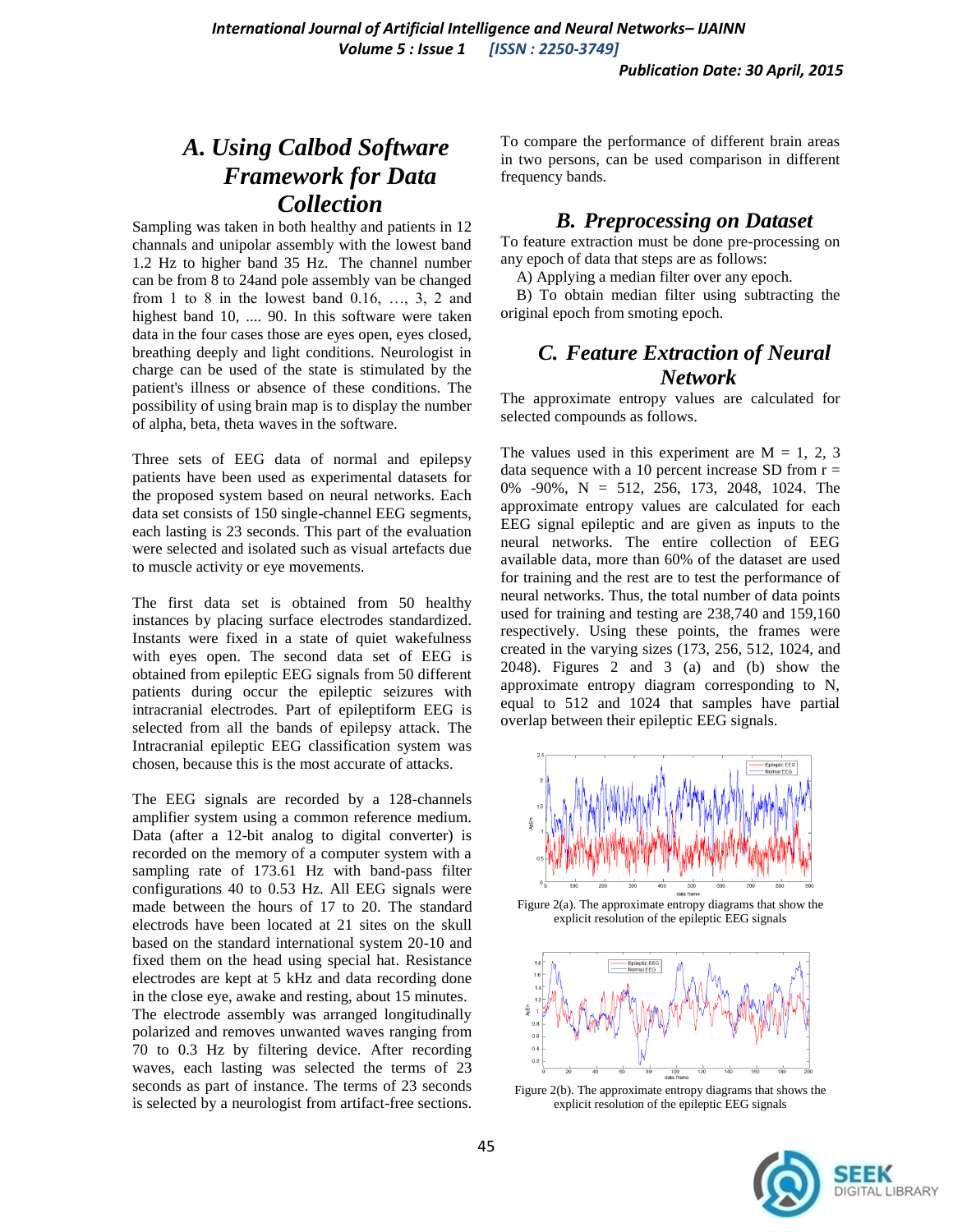## A. Using Calbod Software Framework for Data Collection

Sampling was taken in both healthy and patients in 12 channels and unipolar assembly with the lowest band 1.2 Hz to higher band 35 Hz. The channel number can be from 8 to 24and pole assembly van be changed from 1 to 8 in the lowest band 0.16, …, 3, 2 and highest band 10, .... 90. In this software were taken data in the four cases those are eyes open, eyes closed, breathing deeply and light conditions. Neurologist in charge can be used of the state is stimulated by the patient's illness or absence of these conditions. The possibility of using brain map is to display the number of alpha, beta, theta waves in the software.

Three sets of EEG data of normal and epilepsy patients have been used as experimental datasets for the proposed system based on neural networks. Each data set consists of 150 single-channel EEG segments, each lasting is 23 seconds. This part of the evaluation were selected and isolated such as visual artefacts due to muscle activity or eye movements.

The first data set is obtained from 50 healthy instances by placing surface electrodes standardized. Instants were fixed in a state of quiet wakefulness with eyes open. The second data set of EEG is obtained from epileptic EEG signals from 50 different patients during occur the epileptic seizures with intracranial electrodes. Part of epileptiform EEG is selected from all the bands of epilepsy attack. The Intracranial epileptic EEG classification system was chosen, because this is the most accurate of attacks.

The EEG signals are recorded by a 128-channels amplifier system using a common reference medium. Data (after a 12-bit analog to digital converter) is recorded on the memory of a computer system with a sampling rate of 173.61 Hz with band-pass filter configurations 40 to 0.53 Hz. All EEG signals were made between the hours of 17 to 20. The standard electrodes have been located at 21 sites on the skull based on the standard international system 20-10 and fixed them on the head using special hat. Resistance electrodes are kept at 5 kHz and data recording done in the close eye, awake and resting, about 15 minutes. The electrode assembly was arranged longitudinally polarized and removes unwanted waves ranging from 70 to 0.3 Hz by filtering device. After recording waves, each lasting was selected the terms of 23 seconds as part of instance. The terms of 23 seconds is selected by a neurologist from artifact-free sections.

To compare the performance of different brain areas in two persons, can be used comparison in different frequency bands.

## B. Preprocessing on Dataset

To feature extraction must be done pre-processing on any epoch of data that steps are as follows:

A) Applying a median filter over any epoch.

B) To obtain median filter using subtracting the original epoch from smoting epoch.

## C. Feature Extraction of Neural Network

The approximate entropy values are calculated for selected compounds as follows.

The values used in this experiment are M = 1, 2, 3 data sequence with a 10 percent increase SD from r = 0% -90%, N = 512, 256, 173, 2048, 1024. The approximate entropy values are calculated for each EEG signal epileptic and are given as inputs to the neural networks. The entire collection of EEG available data, more than 60% of the dataset are used for training and the rest are to test the performance of neural networks. Thus, the total number of data points used for training and testing are 238,740 and 159,160 respectively. Using these points, the frames were created in the varying sizes (173, 256, 512, 1024, and 2048). Figures 2 and 3 (a) and (b) show the approximate entropy diagram corresponding to N, equal to 512 and 1024 that samples have partial overlap between their epileptic EEG signals.

Figure 2(a). The approximate entropy diagrams that show the explicit resolution of the epileptic EEG signals

Figure 2(b). The approximate entropy diagrams that shows the explicit resolution of the epileptic EEG signals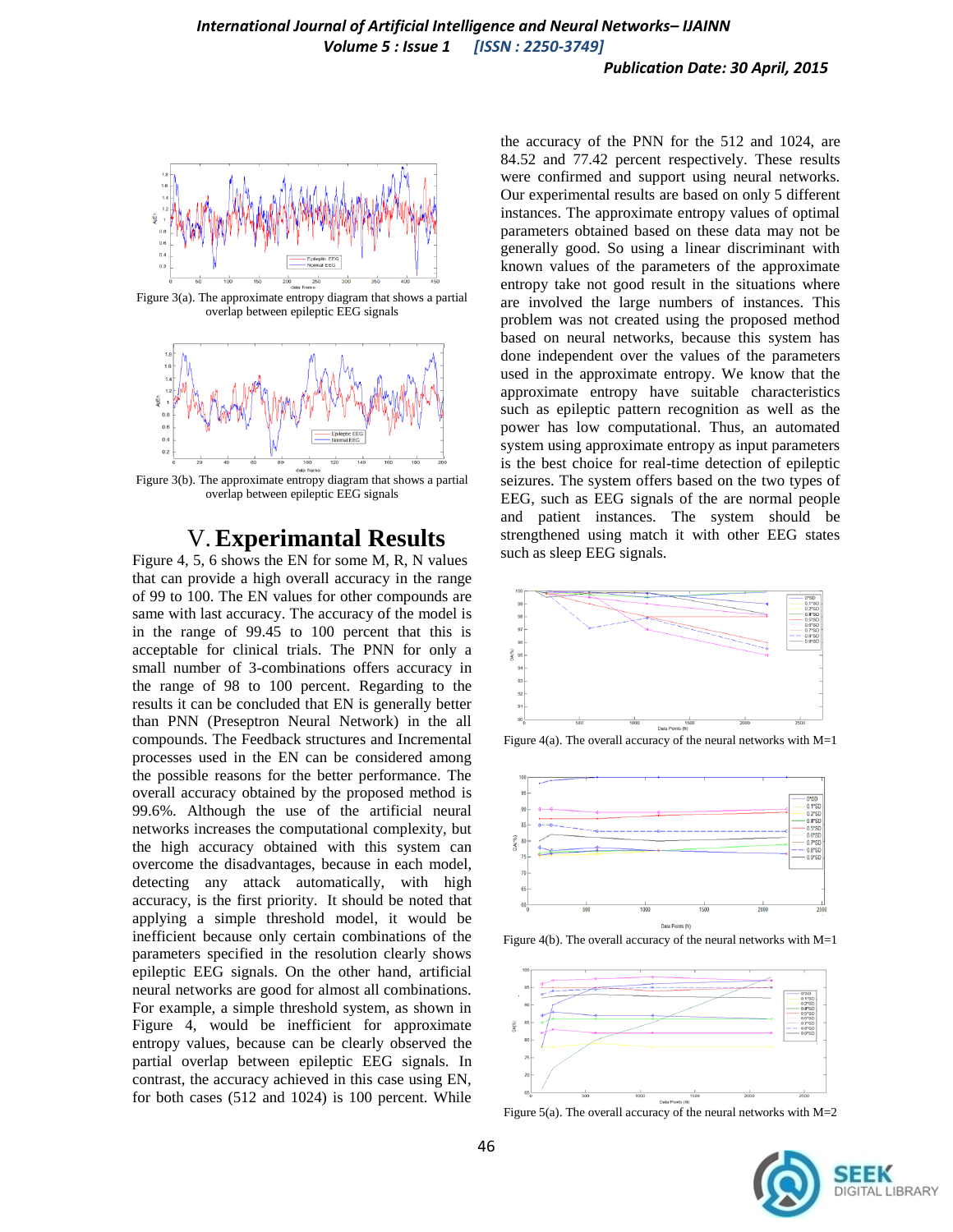Figure 3(a). The approximate entropy diagram that shows a partial overlap between epileptic EEG signals

Figure 3(b). The approximate entropy diagram that shows a partial overlap between epileptic EEG signals

## V. Experimantal Results

Figure 4, 5, 6 shows the EN for some M, R, N values that can provide a high overall accuracy in the range of 99 to 100. The EN values for other compounds are same with last accuracy. The accuracy of the model is in the range of 99.45 to 100 percent that this is acceptable for clinical trials. The PNN for only a small number of 3-combinations offers accuracy in the range of 98 to 100 percent. Regarding to the results it can be concluded that EN is generally better than PNN (Preseptron Neural Network) in the all compounds. The Feedback structures and Incremental processes used in the EN can be considered among the possible reasons for the better performance. The overall accuracy obtained by the proposed method is 99.6%. Although the use of the artificial neural networks increases the computational complexity, but the high accuracy obtained with this system can overcome the disadvantages, because in each model, detecting any attack automatically, with high accuracy, is the first priority. It should be noted that applying a simple threshold model, it would be inefficient because only certain combinations of the parameters specified in the resolution clearly shows epileptic EEG signals. On the other hand, artificial neural networks are good for almost all combinations. For example, a simple threshold system, as shown in Figure 4, would be inefficient for approximate entropy values, because can be clearly observed the partial overlap between epileptic EEG signals. In contrast, the accuracy achieved in this case using EN, for both cases (512 and 1024) is 100 percent. While the accuracy of the PNN for the 512 and 1024, are 84.52 and 77.42 percent respectively. These results were confirmed and support using neural networks. Our experimental results are based on only 5 different instances. The approximate entropy values of optimal parameters obtained based on these data may not be generally good. So using a linear discriminant with known values of the parameters of the approximate entropy take not good result in the situations where are involved the large numbers of instances. This problem was not created using the proposed method based on neural networks, because this system has done independent over the values of the parameters used in the approximate entropy. We know that the approximate entropy have suitable characteristics such as epileptic pattern recognition as well as the power has low computational. Thus, an automated system using approximate entropy as input parameters is the best choice for real-time detection of epileptic seizures. The system offers based on the two types of EEG, such as EEG signals of the are normal people and patient instances. The system should be strengthened using match it with other EEG states such as sleep EEG signals.

Figure 4(a). The overall accuracy of the neural networks with M=1

Figure 4(b). The overall accuracy of the neural networks with M=1

Figure 5(a). The overall accuracy of the neural networks with M=2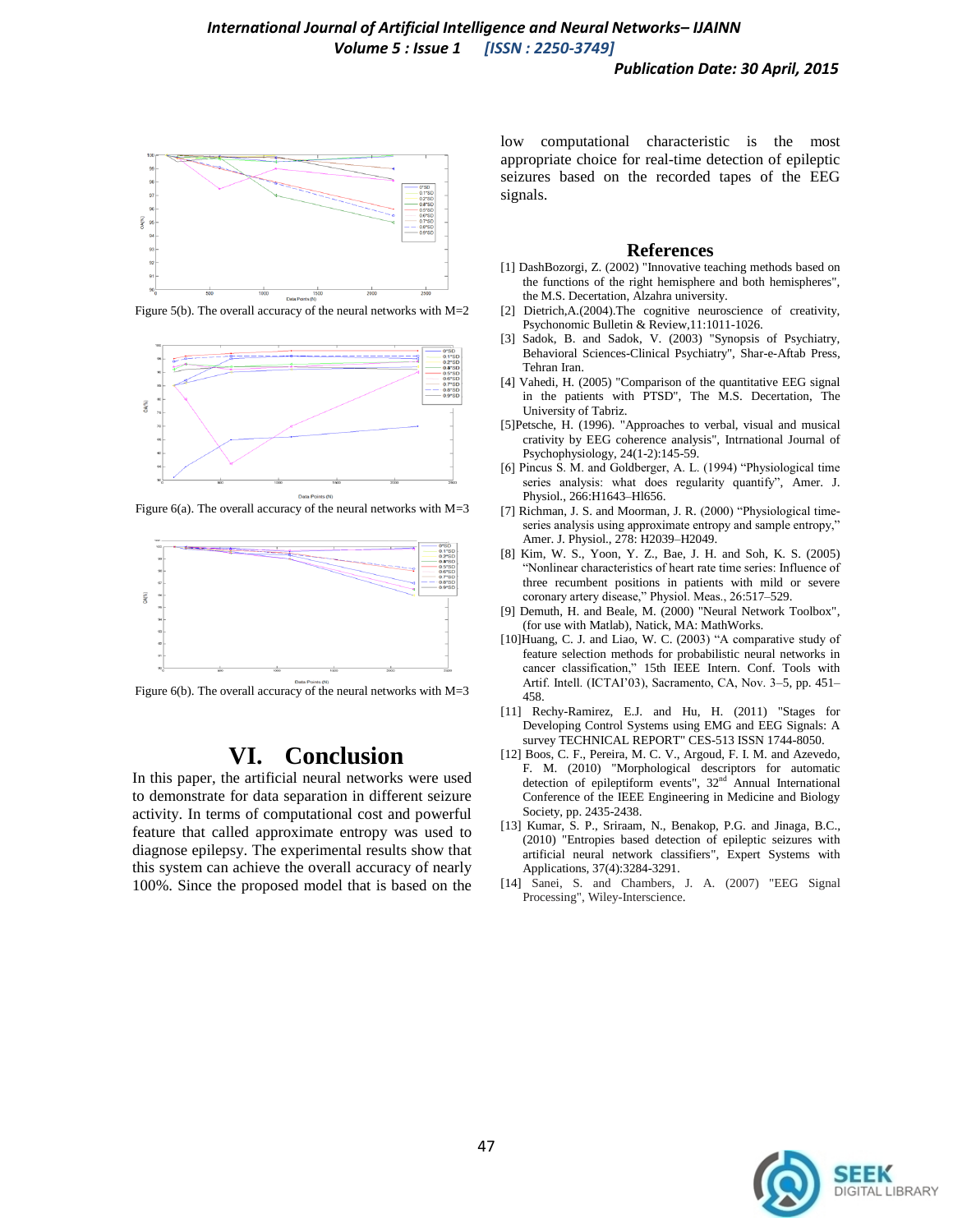100
99
98
97
96
95
94
93
92
91
90
0
500
1000
1500
2000
2500
Data Points (N)
OA(%)
0*SD
0.1*SD
0.2*SD
0.3*SD
0.4*SD
0.5*SD
0.6*SD
0.7*SD
0.8*SD
0.9*SD

Figure 5(b). The overall accuracy of the neural networks with M=2

OA(%)
Data Points (N)
0*SD
0.1*SD
0.2*SD
0.3*SD
0.4*SD
0.5*SD
0.6*SD
0.7*SD
0.8*SD
0.9*SD

Figure 6(a). The overall accuracy of the neural networks with M=3

OA(%)
Data Points (N)
0*SD
0.1*SD
0.2*SD
0.3*SD
0.4*SD
0.5*SD
0.6*SD
0.7*SD
0.8*SD
0.9*SD

Figure 6(b). The overall accuracy of the neural networks with M=3

# VI. Conclusion

In this paper, the artificial neural networks were used to demonstrate for data separation in different seizure activity. In terms of computational cost and powerful feature that called approximate entropy was used to diagnose epilepsy. The experimental results show that this system can achieve the overall accuracy of nearly 100%. Since the proposed model that is based on the low computational characteristic is the most appropriate choice for real-time detection of epileptic seizures based on the recorded tapes of the EEG signals.

## References

[1] DashBozorgi, Z. (2002) "Innovative teaching methods based on the functions of the right hemisphere and both hemispheres", the M.S. Decertation, Alzahra university.

[2] Dietrich,A.(2004).The cognitive neuroscience of creativity, Psychonomic Bulletin & Review,11:1011-1026.

[3] Sadok, B. and Sadok, V. (2003) "Synopsis of Psychiatry, Behavioral Sciences-Clinical Psychiatry", Shar-e-Aftab Press, Tehran Iran.

[4] Vahedi, H. (2005) "Comparison of the quantitative EEG signal in the patients with PTSD", The M.S. Decertation, The University of Tabriz.

[5]Petsche, H. (1996). "Approaches to verbal, visual and musical crativity by EEG coherence analysis", Intrnational Journal of Psychophysiology, 24(1-2):145-59.

[6] Pincus S. M. and Goldberger, A. L. (1994) "Physiological time series analysis: what does regularity quantify", Amer. J. Physiol., 266:H1643–Hl656.

[7] Richman, J. S. and Moorman, J. R. (2000) "Physiological time-series analysis using approximate entropy and sample entropy," Amer. J. Physiol., 278: H2039–H2049.

[8] Kim, W. S., Yoon, Y. Z., Bae, J. H. and Soh, K. S. (2005) "Nonlinear characteristics of heart rate time series: Influence of three recumbent positions in patients with mild or severe coronary artery disease," Physiol. Meas., 26:517–529.

[9] Demuth, H. and Beale, M. (2000) "Neural Network Toolbox", (for use with Matlab), Natick, MA: MathWorks.

[10]Huang, C. J. and Liao, W. C. (2003) "A comparative study of feature selection methods for probabilistic neural networks in cancer classification," 15th IEEE Intern. Conf. Tools with Artif. Intell. (ICTAI'03), Sacramento, CA, Nov. 3–5, pp. 451–458.

[11] Rechy-Ramirez, E.J. and Hu, H. (2011) "Stages for Developing Control Systems using EMG and EEG Signals: A survey TECHNICAL REPORT" CES-513 ISSN 1744-8050.

[12] Boos, C. F., Pereira, M. C. V., Argoud, F. I. M. and Azevedo, F. M. (2010) "Morphological descriptors for automatic detection of epileptiform events", 32nd Annual International Conference of the IEEE Engineering in Medicine and Biology Society, pp. 2435-2438.

[13] Kumar, S. P., Sriraam, N., Benakop, P.G. and Jinaga, B.C., (2010) "Entropies based detection of epileptic seizures with artificial neural network classifiers", Expert Systems with Applications, 37(4):3284-3291.

[14] Sanei, S. and Chambers, J. A. (2007) "EEG Signal Processing", Wiley-Interscience.